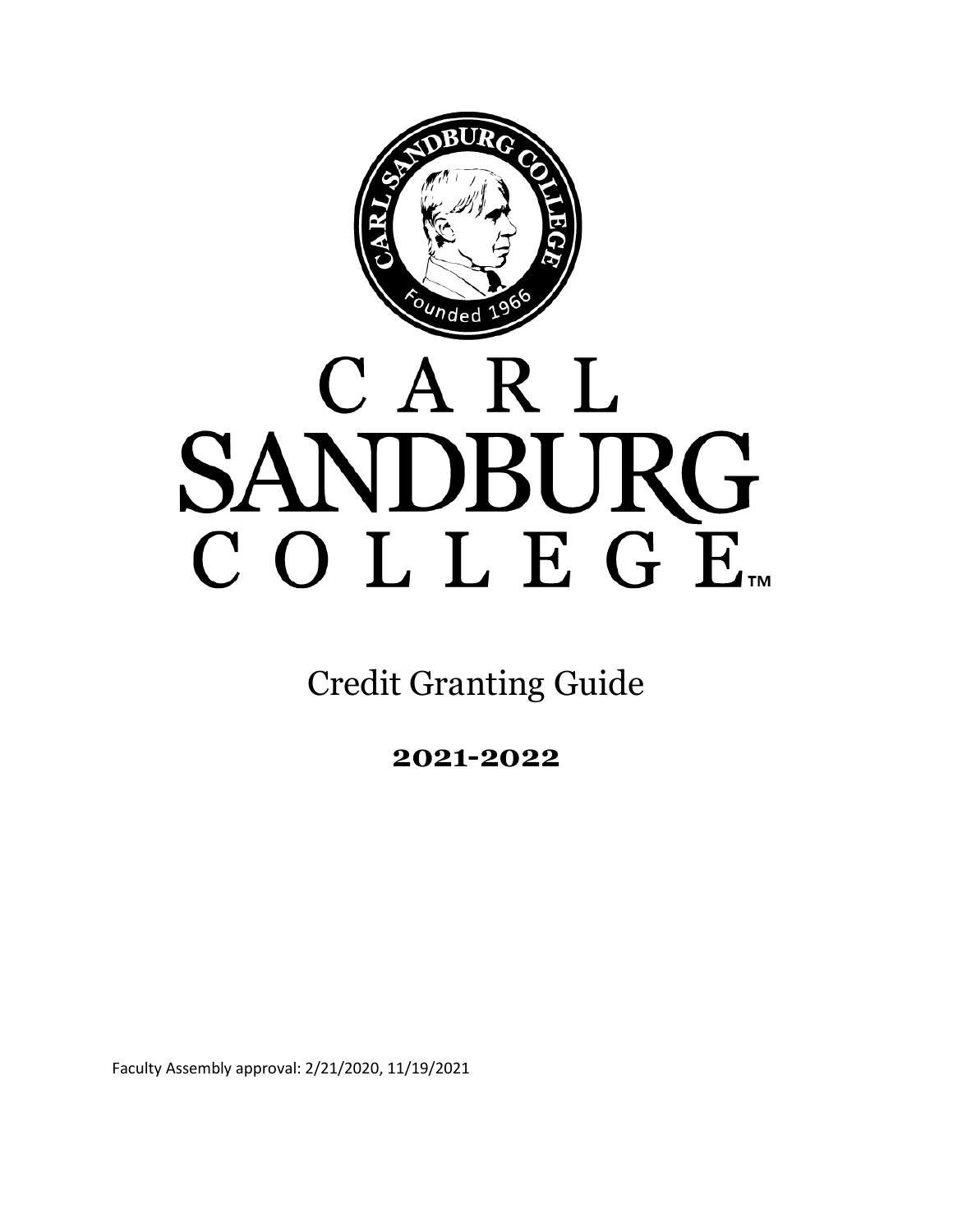# CARL SANDBURG COLLEGE

## Credit Granting Guide

**2021-2022**

Faculty Assembly approval: 2/21/2020, 11/19/2021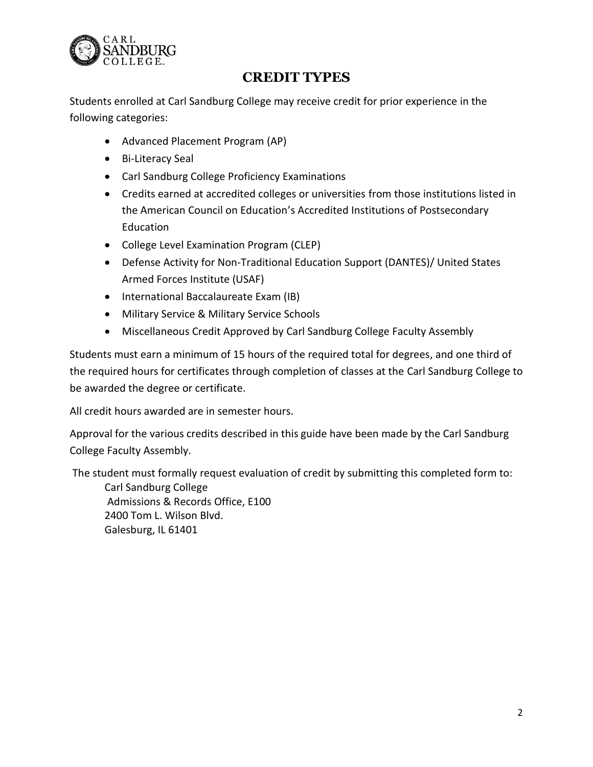# CREDIT TYPES

Students enrolled at Carl Sandburg College may receive credit for prior experience in the following categories:

- Advanced Placement Program (AP)
- Bi-Literacy Seal
- Carl Sandburg College Proficiency Examinations
- Credits earned at accredited colleges or universities from those institutions listed in the American Council on Education's Accredited Institutions of Postsecondary Education
- College Level Examination Program (CLEP)
- Defense Activity for Non-Traditional Education Support (DANTES)/ United States Armed Forces Institute (USAF)
- International Baccalaureate Exam (IB)
- Military Service & Military Service Schools
- Miscellaneous Credit Approved by Carl Sandburg College Faculty Assembly

Students must earn a minimum of 15 hours of the required total for degrees, and one third of the required hours for certificates through completion of classes at the Carl Sandburg College to be awarded the degree or certificate.

All credit hours awarded are in semester hours.

Approval for the various credits described in this guide have been made by the Carl Sandburg College Faculty Assembly.

The student must formally request evaluation of credit by submitting this completed form to:

Carl Sandburg College
Admissions & Records Office, E100
2400 Tom L. Wilson Blvd.
Galesburg, IL 61401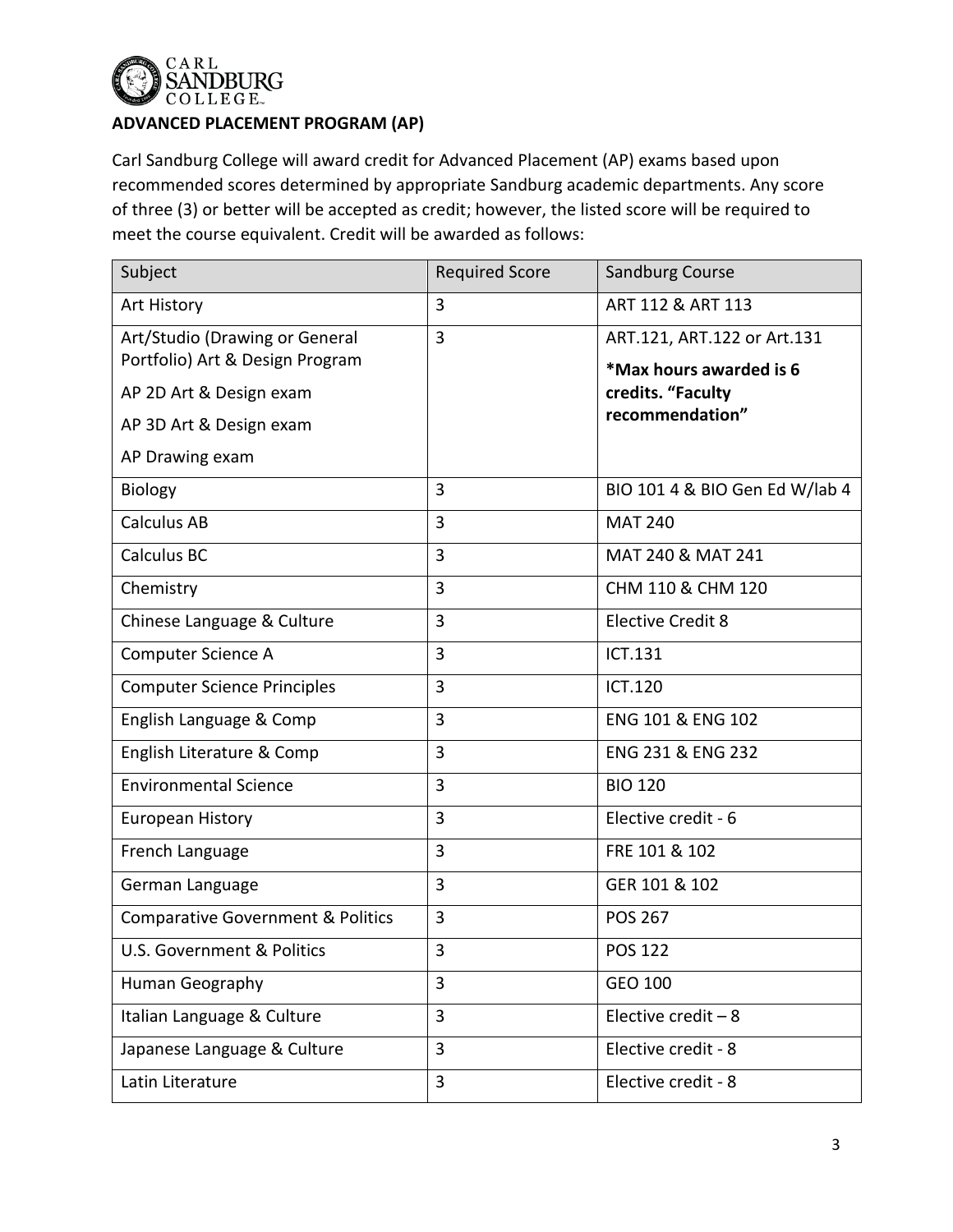## ADVANCED PLACEMENT PROGRAM (AP)

Carl Sandburg College will award credit for Advanced Placement (AP) exams based upon recommended scores determined by appropriate Sandburg academic departments. Any score of three (3) or better will be accepted as credit; however, the listed score will be required to meet the course equivalent. Credit will be awarded as follows:

| Subject | Required Score | Sandburg Course |
|---|---|---|
| Art History | 3 | ART 112 & ART 113 |
| Art/Studio (Drawing or General Portfolio) Art & Design Program<br>AP 2D Art & Design exam<br>AP 3D Art & Design exam<br>AP Drawing exam | 3 | ART.121, ART.122 or Art.131<br>**\*Max hours awarded is 6 credits. "Faculty recommendation"** |
| Biology | 3 | BIO 101 4 & BIO Gen Ed W/lab 4 |
| Calculus AB | 3 | MAT 240 |
| Calculus BC | 3 | MAT 240 & MAT 241 |
| Chemistry | 3 | CHM 110 & CHM 120 |
| Chinese Language & Culture | 3 | Elective Credit 8 |
| Computer Science A | 3 | ICT.131 |
| Computer Science Principles | 3 | ICT.120 |
| English Language & Comp | 3 | ENG 101 & ENG 102 |
| English Literature & Comp | 3 | ENG 231 & ENG 232 |
| Environmental Science | 3 | BIO 120 |
| European History | 3 | Elective credit - 6 |
| French Language | 3 | FRE 101 & 102 |
| German Language | 3 | GER 101 & 102 |
| Comparative Government & Politics | 3 | POS 267 |
| U.S. Government & Politics | 3 | POS 122 |
| Human Geography | 3 | GEO 100 |
| Italian Language & Culture | 3 | Elective credit – 8 |
| Japanese Language & Culture | 3 | Elective credit - 8 |
| Latin Literature | 3 | Elective credit - 8 |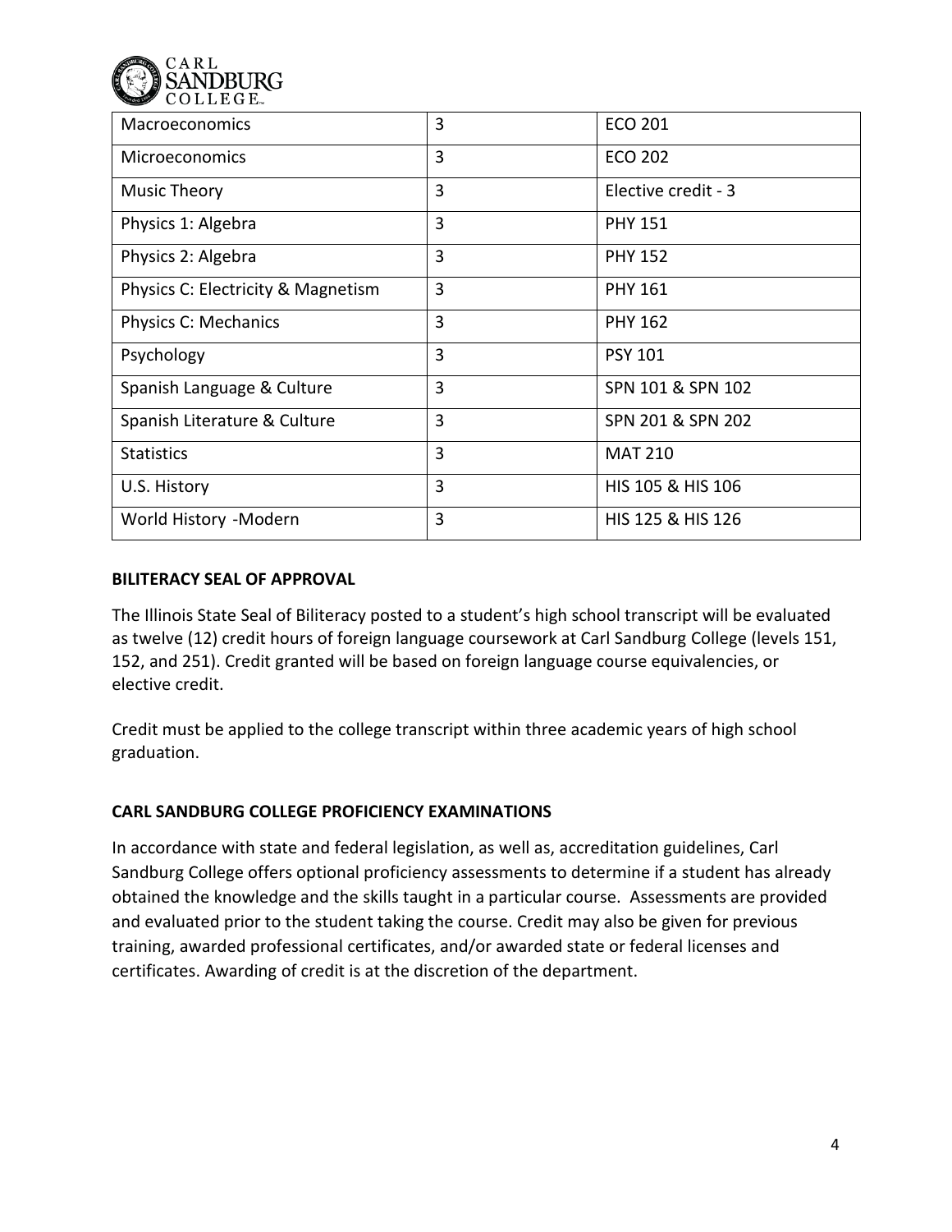| Macroeconomics | 3 | ECO 201 |
|---|---|---|
| Microeconomics | 3 | ECO 202 |
| Music Theory | 3 | Elective credit - 3 |
| Physics 1: Algebra | 3 | PHY 151 |
| Physics 2: Algebra | 3 | PHY 152 |
| Physics C: Electricity & Magnetism | 3 | PHY 161 |
| Physics C: Mechanics | 3 | PHY 162 |
| Psychology | 3 | PSY 101 |
| Spanish Language & Culture | 3 | SPN 101 & SPN 102 |
| Spanish Literature & Culture | 3 | SPN 201 & SPN 202 |
| Statistics | 3 | MAT 210 |
| U.S. History | 3 | HIS 105 & HIS 106 |
| World History -Modern | 3 | HIS 125 & HIS 126 |

**BILITERACY SEAL OF APPROVAL**

The Illinois State Seal of Biliteracy posted to a student's high school transcript will be evaluated as twelve (12) credit hours of foreign language coursework at Carl Sandburg College (levels 151, 152, and 251). Credit granted will be based on foreign language course equivalencies, or elective credit.

Credit must be applied to the college transcript within three academic years of high school graduation.

**CARL SANDBURG COLLEGE PROFICIENCY EXAMINATIONS**

In accordance with state and federal legislation, as well as, accreditation guidelines, Carl Sandburg College offers optional proficiency assessments to determine if a student has already obtained the knowledge and the skills taught in a particular course. Assessments are provided and evaluated prior to the student taking the course. Credit may also be given for previous training, awarded professional certificates, and/or awarded state or federal licenses and certificates. Awarding of credit is at the discretion of the department.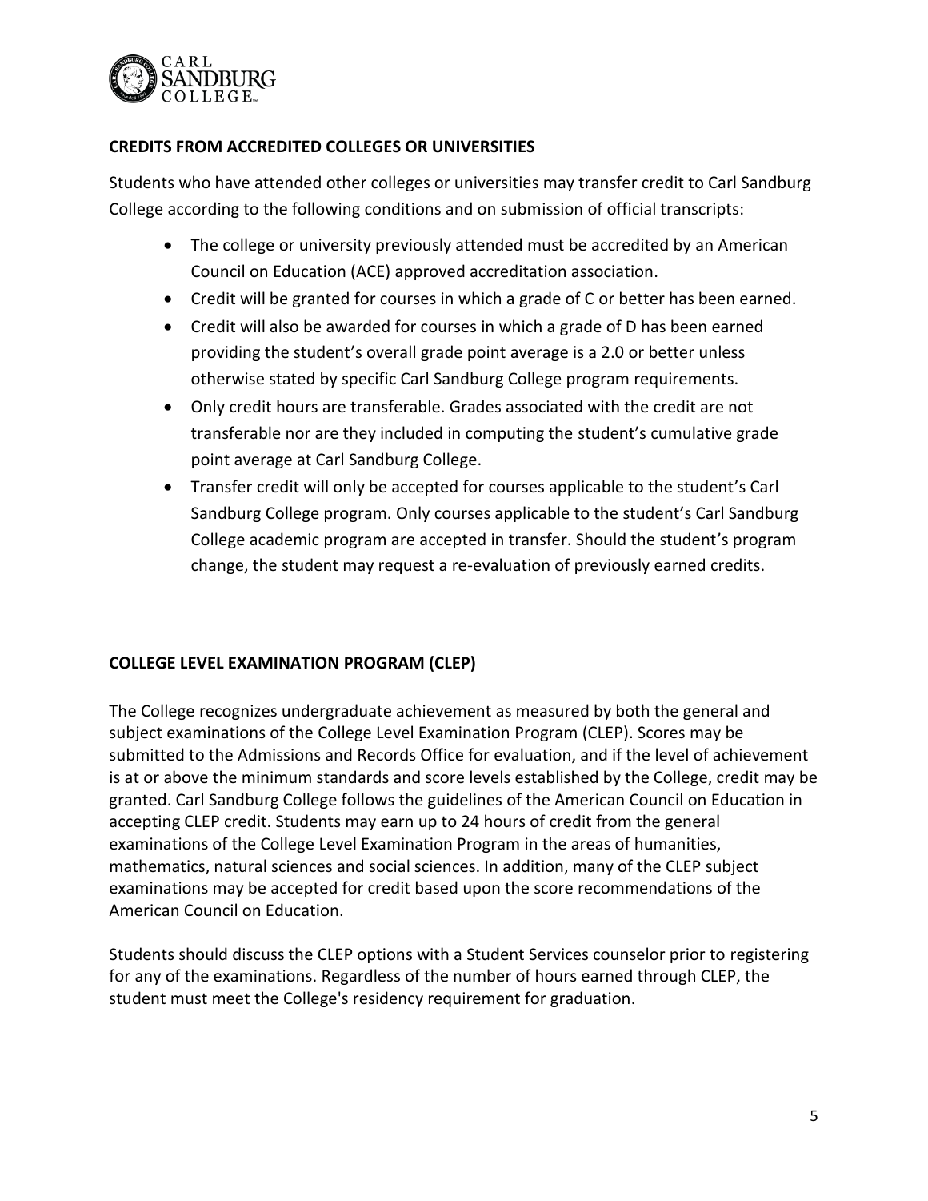## CREDITS FROM ACCREDITED COLLEGES OR UNIVERSITIES

Students who have attended other colleges or universities may transfer credit to Carl Sandburg College according to the following conditions and on submission of official transcripts:

- The college or university previously attended must be accredited by an American Council on Education (ACE) approved accreditation association.
- Credit will be granted for courses in which a grade of C or better has been earned.
- Credit will also be awarded for courses in which a grade of D has been earned providing the student's overall grade point average is a 2.0 or better unless otherwise stated by specific Carl Sandburg College program requirements.
- Only credit hours are transferable. Grades associated with the credit are not transferable nor are they included in computing the student's cumulative grade point average at Carl Sandburg College.
- Transfer credit will only be accepted for courses applicable to the student's Carl Sandburg College program. Only courses applicable to the student's Carl Sandburg College academic program are accepted in transfer. Should the student's program change, the student may request a re-evaluation of previously earned credits.

## COLLEGE LEVEL EXAMINATION PROGRAM (CLEP)

The College recognizes undergraduate achievement as measured by both the general and subject examinations of the College Level Examination Program (CLEP). Scores may be submitted to the Admissions and Records Office for evaluation, and if the level of achievement is at or above the minimum standards and score levels established by the College, credit may be granted. Carl Sandburg College follows the guidelines of the American Council on Education in accepting CLEP credit. Students may earn up to 24 hours of credit from the general examinations of the College Level Examination Program in the areas of humanities, mathematics, natural sciences and social sciences. In addition, many of the CLEP subject examinations may be accepted for credit based upon the score recommendations of the American Council on Education.

Students should discuss the CLEP options with a Student Services counselor prior to registering for any of the examinations. Regardless of the number of hours earned through CLEP, the student must meet the College's residency requirement for graduation.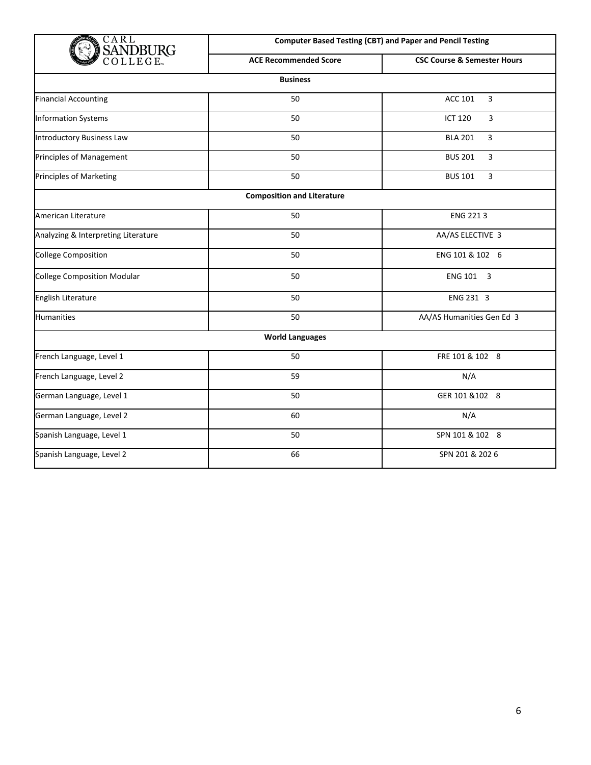| CARL SANDBURG COLLEGE | Computer Based Testing (CBT) and Paper and Pencil Testing | |
|---|---|---|
| | **ACE Recommended Score** | **CSC Course & Semester Hours** |
| **Business** | | |
| Financial Accounting | 50 | ACC 101 3 |
| Information Systems | 50 | ICT 120 3 |
| Introductory Business Law | 50 | BLA 201 3 |
| Principles of Management | 50 | BUS 201 3 |
| Principles of Marketing | 50 | BUS 101 3 |
| **Composition and Literature** | | |
| American Literature | 50 | ENG 221 3 |
| Analyzing & Interpreting Literature | 50 | AA/AS ELECTIVE 3 |
| College Composition | 50 | ENG 101 & 102 6 |
| College Composition Modular | 50 | ENG 101 3 |
| English Literature | 50 | ENG 231 3 |
| Humanities | 50 | AA/AS Humanities Gen Ed 3 |
| **World Languages** | | |
| French Language, Level 1 | 50 | FRE 101 & 102 8 |
| French Language, Level 2 | 59 | N/A |
| German Language, Level 1 | 50 | GER 101 &102 8 |
| German Language, Level 2 | 60 | N/A |
| Spanish Language, Level 1 | 50 | SPN 101 & 102 8 |
| Spanish Language, Level 2 | 66 | SPN 201 & 202 6 |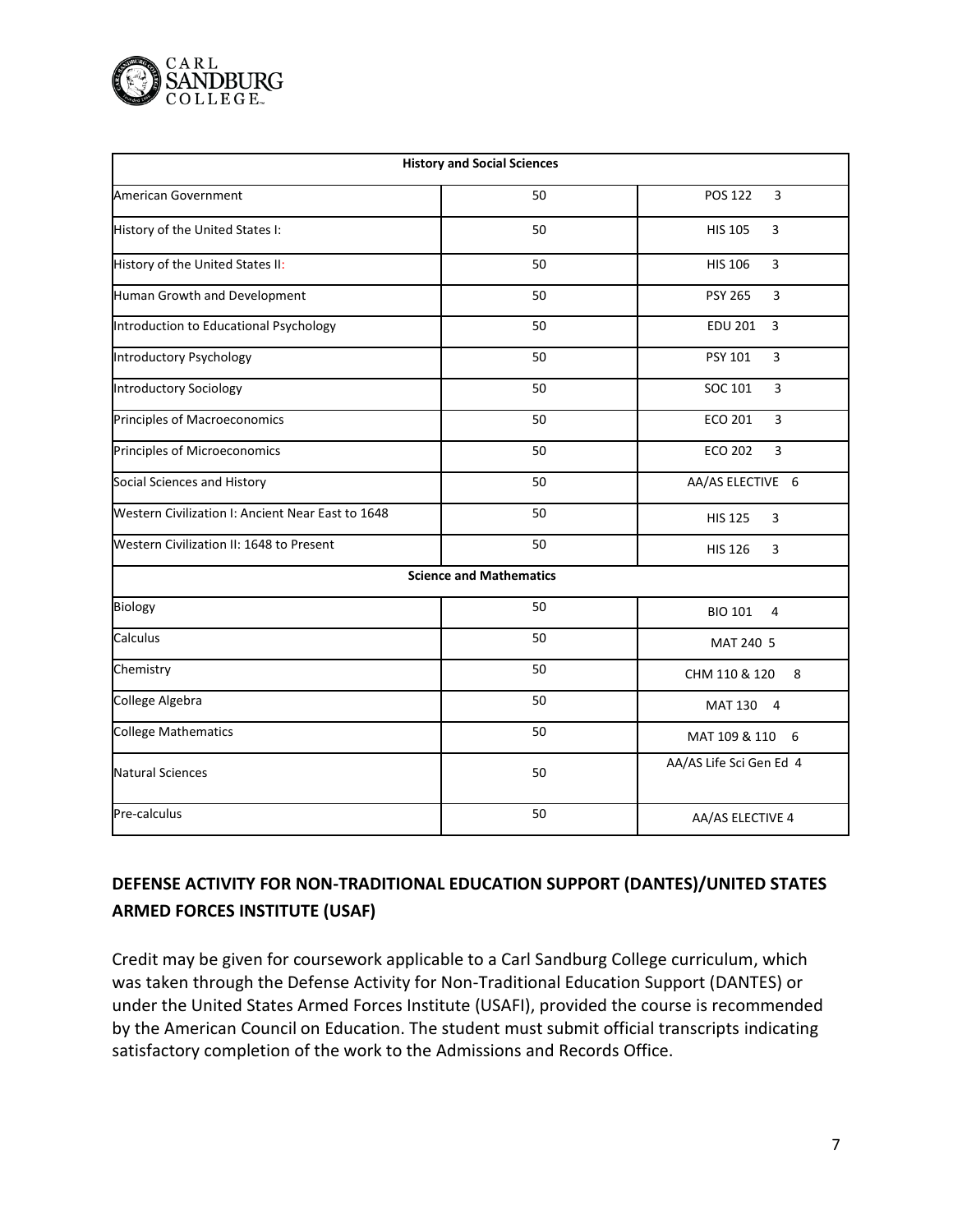| History and Social Sciences | | |
|---|---|---|
| American Government | 50 | POS 122 3 |
| History of the United States I: | 50 | HIS 105 3 |
| History of the United States II: | 50 | HIS 106 3 |
| Human Growth and Development | 50 | PSY 265 3 |
| Introduction to Educational Psychology | 50 | EDU 201 3 |
| Introductory Psychology | 50 | PSY 101 3 |
| Introductory Sociology | 50 | SOC 101 3 |
| Principles of Macroeconomics | 50 | ECO 201 3 |
| Principles of Microeconomics | 50 | ECO 202 3 |
| Social Sciences and History | 50 | AA/AS ELECTIVE 6 |
| Western Civilization I: Ancient Near East to 1648 | 50 | HIS 125 3 |
| Western Civilization II: 1648 to Present | 50 | HIS 126 3 |
| **Science and Mathematics** | | |
| Biology | 50 | BIO 101 4 |
| Calculus | 50 | MAT 240 5 |
| Chemistry | 50 | CHM 110 & 120 8 |
| College Algebra | 50 | MAT 130 4 |
| College Mathematics | 50 | MAT 109 & 110 6 |
| Natural Sciences | 50 | AA/AS Life Sci Gen Ed 4 |
| Pre-calculus | 50 | AA/AS ELECTIVE 4 |

## DEFENSE ACTIVITY FOR NON-TRADITIONAL EDUCATION SUPPORT (DANTES)/UNITED STATES ARMED FORCES INSTITUTE (USAF)

Credit may be given for coursework applicable to a Carl Sandburg College curriculum, which was taken through the Defense Activity for Non-Traditional Education Support (DANTES) or under the United States Armed Forces Institute (USAFI), provided the course is recommended by the American Council on Education. The student must submit official transcripts indicating satisfactory completion of the work to the Admissions and Records Office.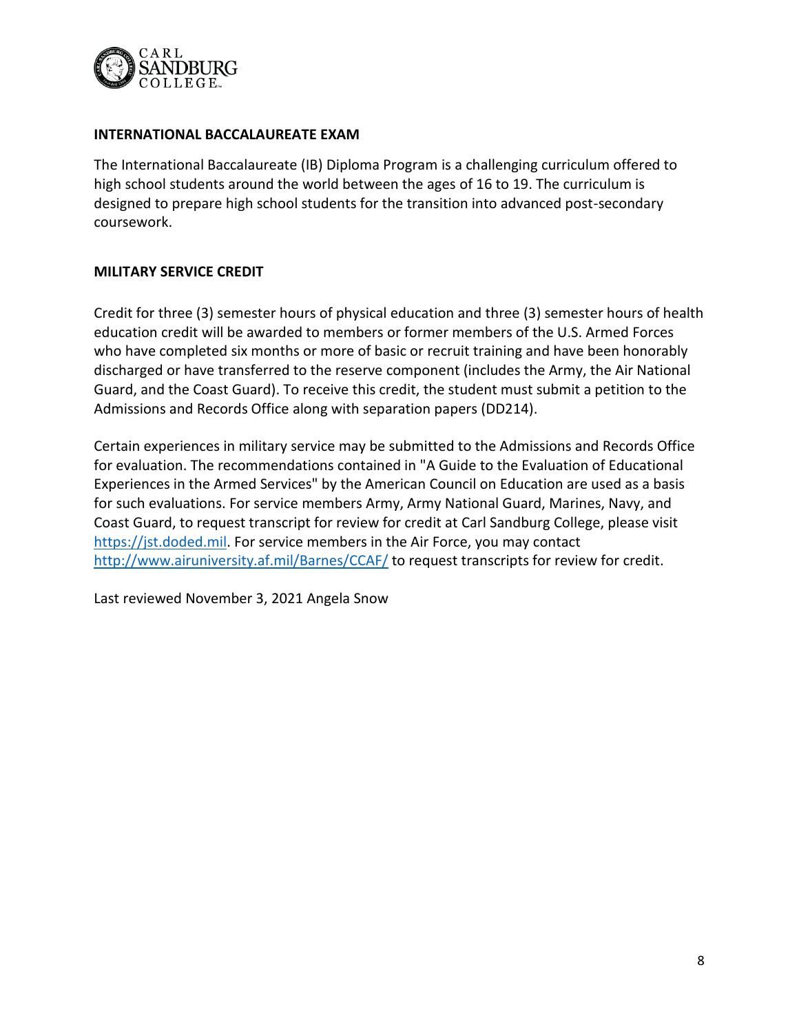## INTERNATIONAL BACCALAUREATE EXAM

The International Baccalaureate (IB) Diploma Program is a challenging curriculum offered to high school students around the world between the ages of 16 to 19. The curriculum is designed to prepare high school students for the transition into advanced post-secondary coursework.

## MILITARY SERVICE CREDIT

Credit for three (3) semester hours of physical education and three (3) semester hours of health education credit will be awarded to members or former members of the U.S. Armed Forces who have completed six months or more of basic or recruit training and have been honorably discharged or have transferred to the reserve component (includes the Army, the Air National Guard, and the Coast Guard). To receive this credit, the student must submit a petition to the Admissions and Records Office along with separation papers (DD214).

Certain experiences in military service may be submitted to the Admissions and Records Office for evaluation. The recommendations contained in "A Guide to the Evaluation of Educational Experiences in the Armed Services" by the American Council on Education are used as a basis for such evaluations. For service members Army, Army National Guard, Marines, Navy, and Coast Guard, to request transcript for review for credit at Carl Sandburg College, please visit [https://jst.doded.mil](https://jst.doded.mil). For service members in the Air Force, you may contact [http://www.airuniversity.af.mil/Barnes/CCAF/](http://www.airuniversity.af.mil/Barnes/CCAF/) to request transcripts for review for credit.

Last reviewed November 3, 2021 Angela Snow